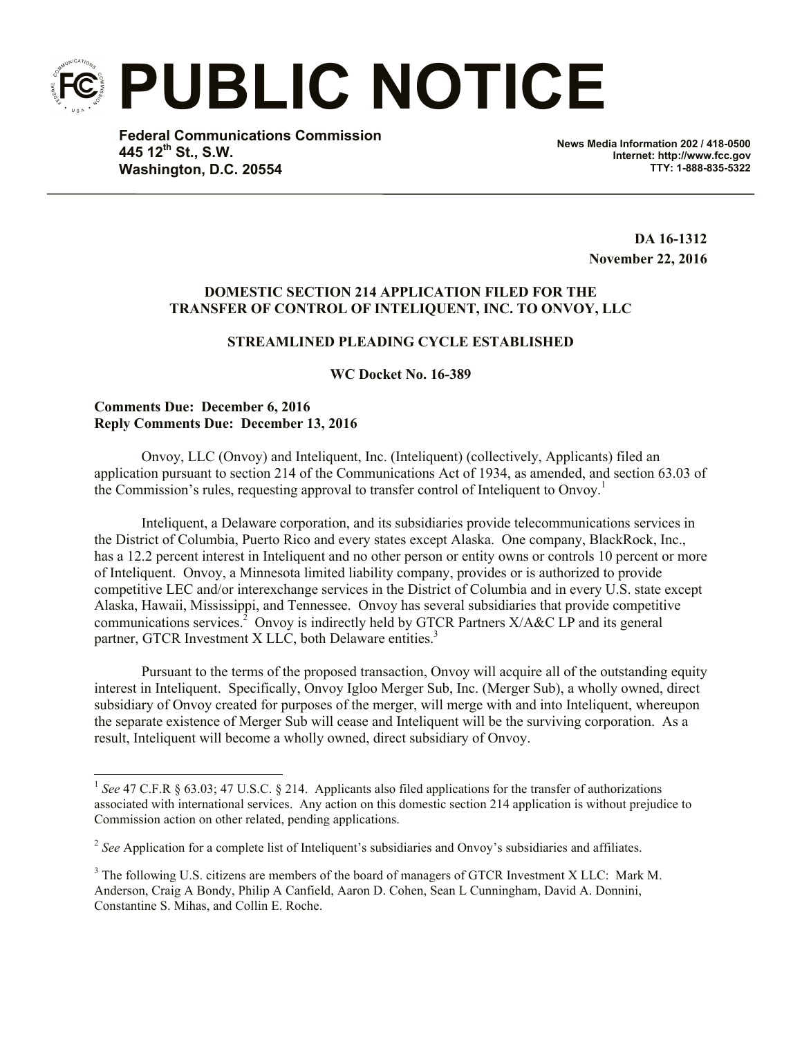# PUBLIC NOTICE

**Federal Communications Commission**
**445 12th St., S.W.**
**Washington, D.C. 20554**

**News Media Information 202 / 418-0500**
**Internet: http://www.fcc.gov**
**TTY: 1-888-835-5322**

**DA 16-1312**
**November 22, 2016**

**DOMESTIC SECTION 214 APPLICATION FILED FOR THE TRANSFER OF CONTROL OF INTELIQUENT, INC. TO ONVOY, LLC**

**STREAMLINED PLEADING CYCLE ESTABLISHED**

**WC Docket No. 16-389**

**Comments Due: December 6, 2016**
**Reply Comments Due: December 13, 2016**

Onvoy, LLC (Onvoy) and Inteliquent, Inc. (Inteliquent) (collectively, Applicants) filed an application pursuant to section 214 of the Communications Act of 1934, as amended, and section 63.03 of the Commission's rules, requesting approval to transfer control of Inteliquent to Onvoy.[1]

Inteliquent, a Delaware corporation, and its subsidiaries provide telecommunications services in the District of Columbia, Puerto Rico and every states except Alaska. One company, BlackRock, Inc., has a 12.2 percent interest in Inteliquent and no other person or entity owns or controls 10 percent or more of Inteliquent. Onvoy, a Minnesota limited liability company, provides or is authorized to provide competitive LEC and/or interexchange services in the District of Columbia and in every U.S. state except Alaska, Hawaii, Mississippi, and Tennessee. Onvoy has several subsidiaries that provide competitive communications services.[2] Onvoy is indirectly held by GTCR Partners X/A&C LP and its general partner, GTCR Investment X LLC, both Delaware entities.[3]

Pursuant to the terms of the proposed transaction, Onvoy will acquire all of the outstanding equity interest in Inteliquent. Specifically, Onvoy Igloo Merger Sub, Inc. (Merger Sub), a wholly owned, direct subsidiary of Onvoy created for purposes of the merger, will merge with and into Inteliquent, whereupon the separate existence of Merger Sub will cease and Inteliquent will be the surviving corporation. As a result, Inteliquent will become a wholly owned, direct subsidiary of Onvoy.

---

[1] *See* 47 C.F.R § 63.03; 47 U.S.C. § 214. Applicants also filed applications for the transfer of authorizations associated with international services. Any action on this domestic section 214 application is without prejudice to Commission action on other related, pending applications.

[2] *See* Application for a complete list of Inteliquent's subsidiaries and Onvoy's subsidiaries and affiliates.

[3] The following U.S. citizens are members of the board of managers of GTCR Investment X LLC: Mark M. Anderson, Craig A Bondy, Philip A Canfield, Aaron D. Cohen, Sean L Cunningham, David A. Donnini, Constantine S. Mihas, and Collin E. Roche.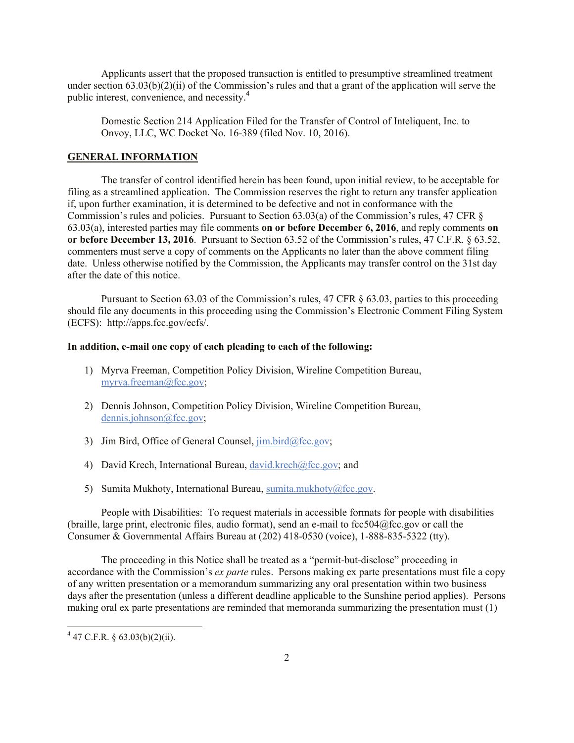Applicants assert that the proposed transaction is entitled to presumptive streamlined treatment under section 63.03(b)(2)(ii) of the Commission's rules and that a grant of the application will serve the public interest, convenience, and necessity.[4]

> Domestic Section 214 Application Filed for the Transfer of Control of Inteliquent, Inc. to Onvoy, LLC, WC Docket No. 16-389 (filed Nov. 10, 2016).

**GENERAL INFORMATION**

The transfer of control identified herein has been found, upon initial review, to be acceptable for filing as a streamlined application. The Commission reserves the right to return any transfer application if, upon further examination, it is determined to be defective and not in conformance with the Commission's rules and policies. Pursuant to Section 63.03(a) of the Commission's rules, 47 CFR § 63.03(a), interested parties may file comments **on or before December 6, 2016**, and reply comments **on or before December 13, 2016**. Pursuant to Section 63.52 of the Commission's rules, 47 C.F.R. § 63.52, commenters must serve a copy of comments on the Applicants no later than the above comment filing date. Unless otherwise notified by the Commission, the Applicants may transfer control on the 31st day after the date of this notice.

Pursuant to Section 63.03 of the Commission's rules, 47 CFR § 63.03, parties to this proceeding should file any documents in this proceeding using the Commission's Electronic Comment Filing System (ECFS): http://apps.fcc.gov/ecfs/.

**In addition, e-mail one copy of each pleading to each of the following:**

1) Myrva Freeman, Competition Policy Division, Wireline Competition Bureau, myrva.freeman@fcc.gov;

2) Dennis Johnson, Competition Policy Division, Wireline Competition Bureau, dennis.johnson@fcc.gov;

3) Jim Bird, Office of General Counsel, jim.bird@fcc.gov;

4) David Krech, International Bureau, david.krech@fcc.gov; and

5) Sumita Mukhoty, International Bureau, sumita.mukhoty@fcc.gov.

People with Disabilities: To request materials in accessible formats for people with disabilities (braille, large print, electronic files, audio format), send an e-mail to fcc504@fcc.gov or call the Consumer & Governmental Affairs Bureau at (202) 418-0530 (voice), 1-888-835-5322 (tty).

The proceeding in this Notice shall be treated as a "permit-but-disclose" proceeding in accordance with the Commission's *ex parte* rules. Persons making ex parte presentations must file a copy of any written presentation or a memorandum summarizing any oral presentation within two business days after the presentation (unless a different deadline applicable to the Sunshine period applies). Persons making oral ex parte presentations are reminded that memoranda summarizing the presentation must (1)

[4] 47 C.F.R. § 63.03(b)(2)(ii).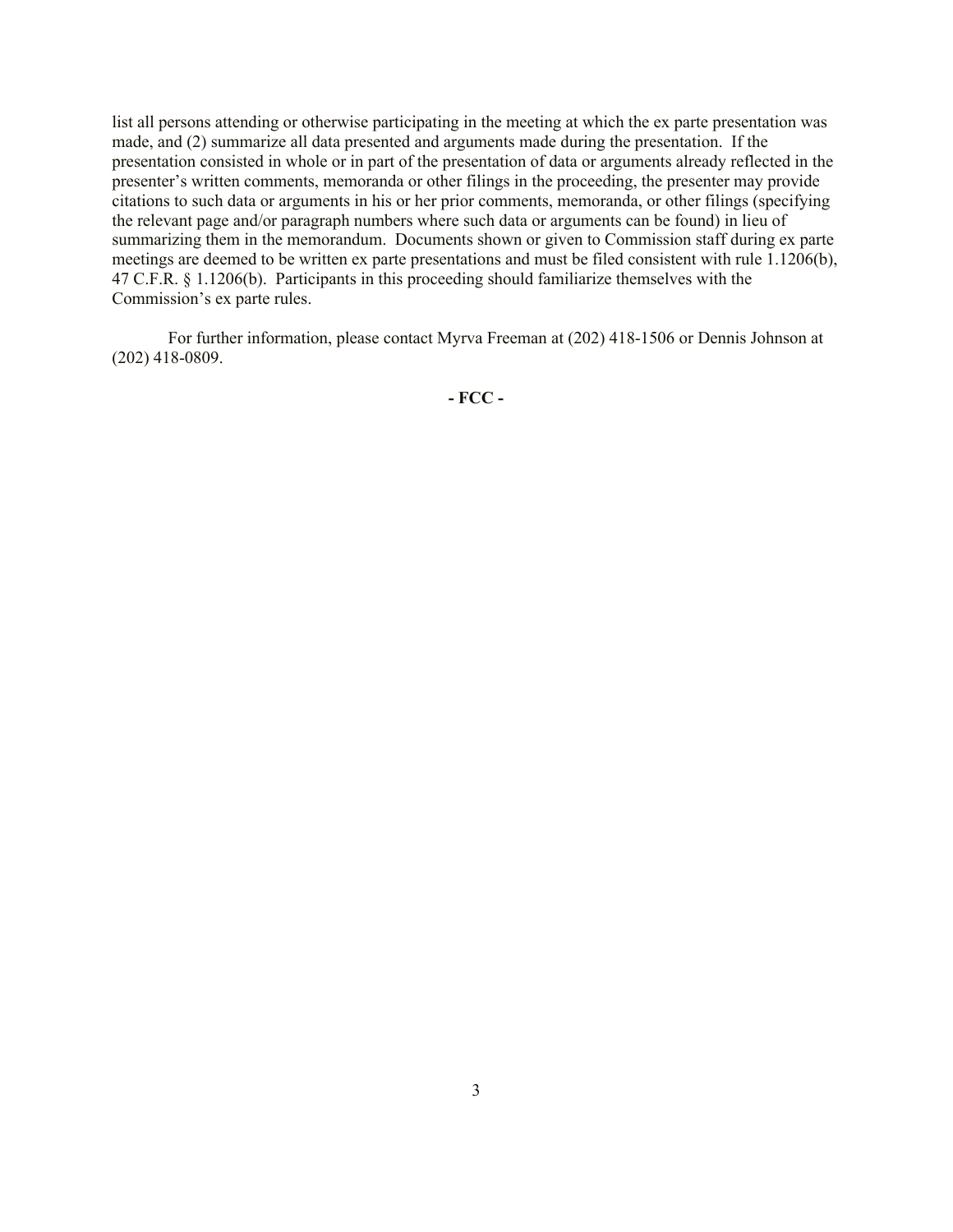list all persons attending or otherwise participating in the meeting at which the ex parte presentation was made, and (2) summarize all data presented and arguments made during the presentation. If the presentation consisted in whole or in part of the presentation of data or arguments already reflected in the presenter's written comments, memoranda or other filings in the proceeding, the presenter may provide citations to such data or arguments in his or her prior comments, memoranda, or other filings (specifying the relevant page and/or paragraph numbers where such data or arguments can be found) in lieu of summarizing them in the memorandum. Documents shown or given to Commission staff during ex parte meetings are deemed to be written ex parte presentations and must be filed consistent with rule 1.1206(b), 47 C.F.R. § 1.1206(b). Participants in this proceeding should familiarize themselves with the Commission's ex parte rules.

For further information, please contact Myrva Freeman at (202) 418-1506 or Dennis Johnson at (202) 418-0809.

**- FCC -**